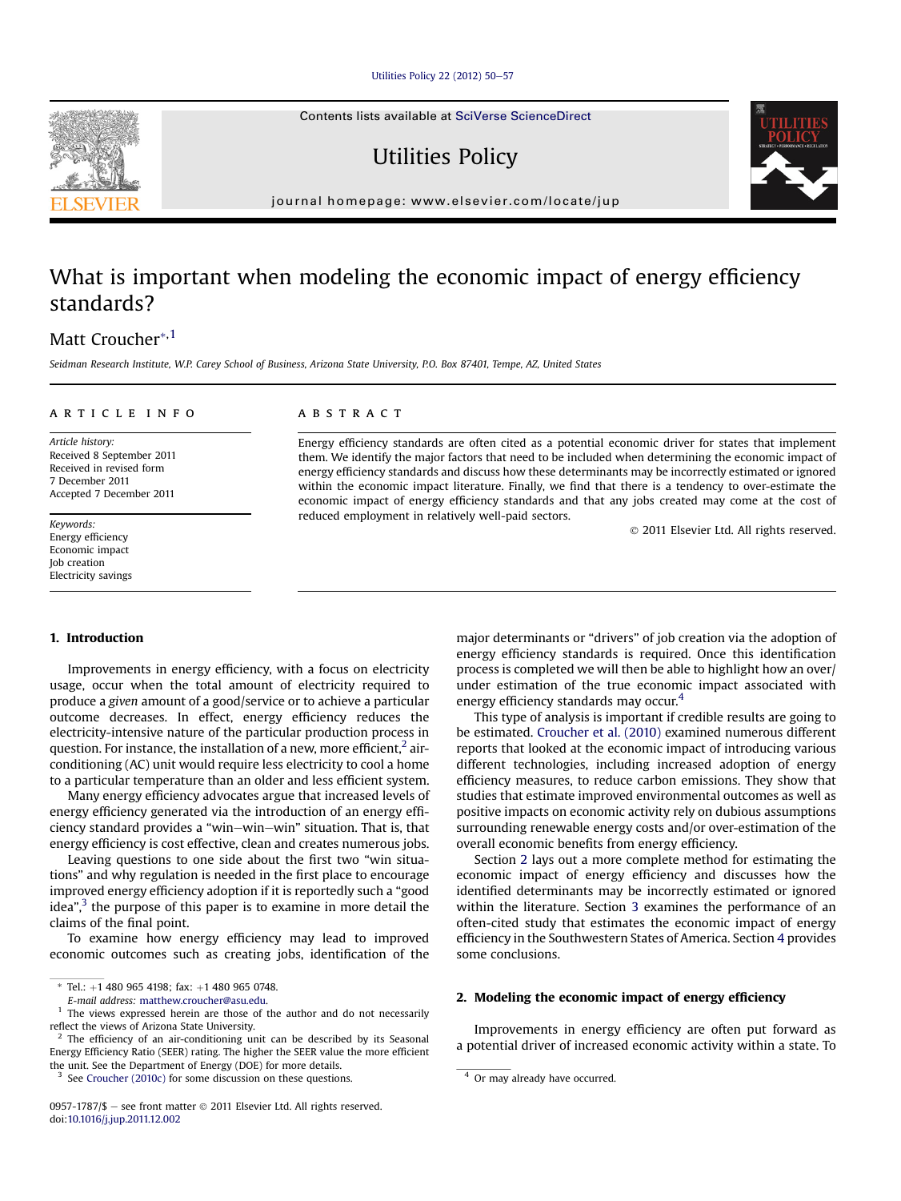# What is important when modeling the economic impact of energy efficiency standards?

Matt Croucher[*,1]

Seidman Research Institute, W.P. Carey School of Business, Arizona State University, P.O. Box 87401, Tempe, AZ, United States

## ARTICLE INFO

*Article history:*
Received 8 September 2011
Received in revised form
7 December 2011
Accepted 7 December 2011

*Keywords:*
Energy efficiency
Economic impact
Job creation
Electricity savings

## ABSTRACT

Energy efficiency standards are often cited as a potential economic driver for states that implement them. We identify the major factors that need to be included when determining the economic impact of energy efficiency standards and discuss how these determinants may be incorrectly estimated or ignored within the economic impact literature. Finally, we find that there is a tendency to over-estimate the economic impact of energy efficiency standards and that any jobs created may come at the cost of reduced employment in relatively well-paid sectors.

© 2011 Elsevier Ltd. All rights reserved.

## 1. Introduction

Improvements in energy efficiency, with a focus on electricity usage, occur when the total amount of electricity required to produce a *given* amount of a good/service or to achieve a particular outcome decreases. In effect, energy efficiency reduces the electricity-intensive nature of the particular production process in question. For instance, the installation of a new, more efficient,[2] air-conditioning (AC) unit would require less electricity to cool a home to a particular temperature than an older and less efficient system.

Many energy efficiency advocates argue that increased levels of energy efficiency generated via the introduction of an energy efficiency standard provides a "win–win–win" situation. That is, that energy efficiency is cost effective, clean and creates numerous jobs.

Leaving questions to one side about the first two "win situations" and why regulation is needed in the first place to encourage improved energy efficiency adoption if it is reportedly such a "good idea",[3] the purpose of this paper is to examine in more detail the claims of the final point.

To examine how energy efficiency may lead to improved economic outcomes such as creating jobs, identification of the major determinants or "drivers" of job creation via the adoption of energy efficiency standards is required. Once this identification process is completed we will then be able to highlight how an over/under estimation of the true economic impact associated with energy efficiency standards may occur.[4]

This type of analysis is important if credible results are going to be estimated. Croucher et al. (2010) examined numerous different reports that looked at the economic impact of introducing various different technologies, including increased adoption of energy efficiency measures, to reduce carbon emissions. They show that studies that estimate improved environmental outcomes as well as positive impacts on economic activity rely on dubious assumptions surrounding renewable energy costs and/or over-estimation of the overall economic benefits from energy efficiency.

Section 2 lays out a more complete method for estimating the economic impact of energy efficiency and discusses how the identified determinants may be incorrectly estimated or ignored within the literature. Section 3 examines the performance of an often-cited study that estimates the economic impact of energy efficiency in the Southwestern States of America. Section 4 provides some conclusions.

## 2. Modeling the economic impact of energy efficiency

Improvements in energy efficiency are often put forward as a potential driver of increased economic activity within a state. To

---

* Tel.: +1 480 965 4198; fax: +1 480 965 0748.
E-mail address: matthew.croucher@asu.edu.

[1] The views expressed herein are those of the author and do not necessarily reflect the views of Arizona State University.

[2] The efficiency of an air-conditioning unit can be described by its Seasonal Energy Efficiency Ratio (SEER) rating. The higher the SEER value the more efficient the unit. See the Department of Energy (DOE) for more details.

[3] See Croucher (2010c) for some discussion on these questions.

[4] Or may already have occurred.

0957-1787/$ – see front matter © 2011 Elsevier Ltd. All rights reserved.
doi:10.1016/j.jup.2011.12.002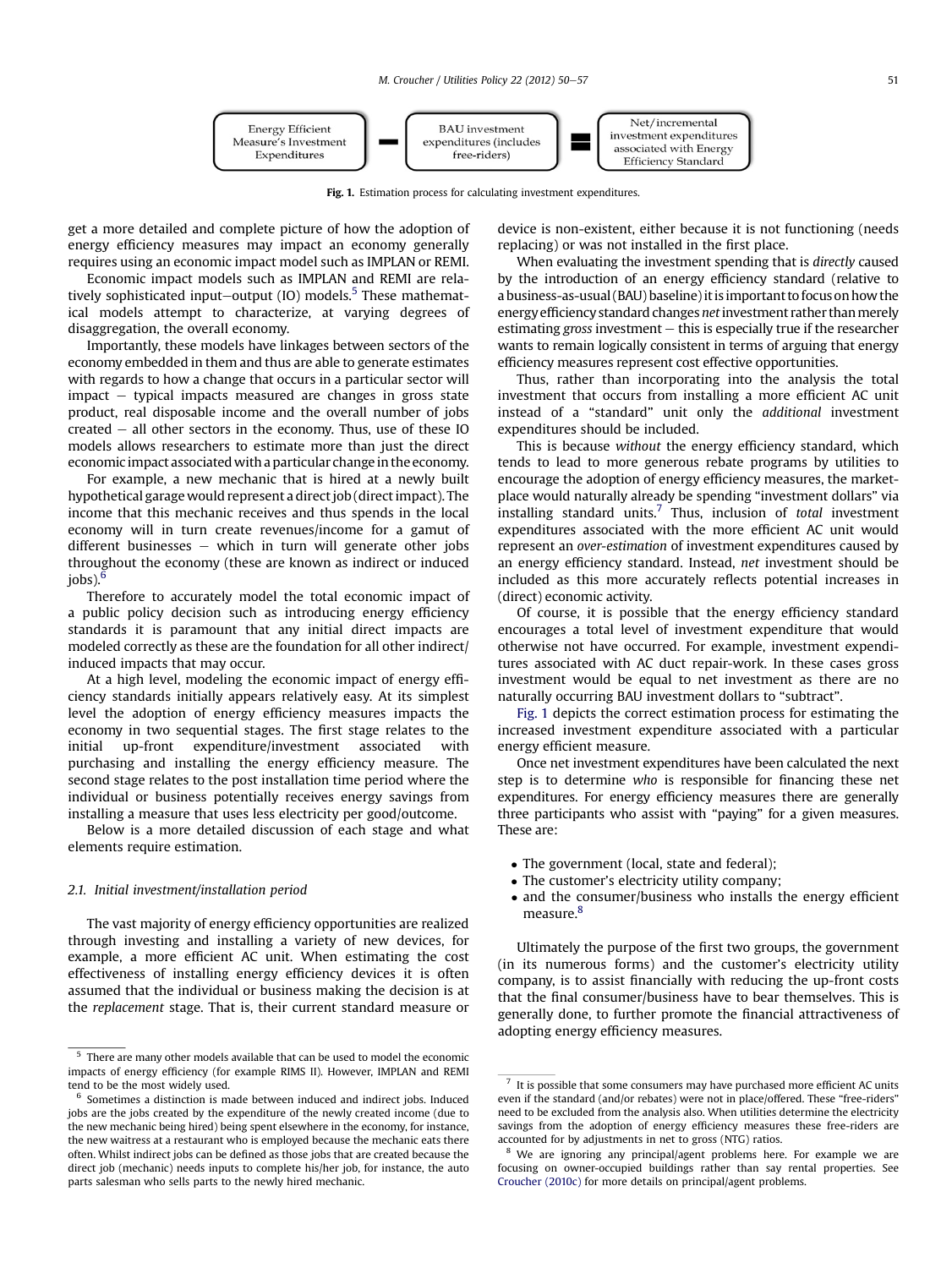Energy Efficient Measure's Investment Expenditures − BAU investment expenditures (includes free-riders) = Net/incremental investment expenditures associated with Energy Efficiency Standard

**Fig. 1.** Estimation process for calculating investment expenditures.

get a more detailed and complete picture of how the adoption of energy efficiency measures may impact an economy generally requires using an economic impact model such as IMPLAN or REMI.

Economic impact models such as IMPLAN and REMI are relatively sophisticated input–output (IO) models.[5] These mathematical models attempt to characterize, at varying degrees of disaggregation, the overall economy.

Importantly, these models have linkages between sectors of the economy embedded in them and thus are able to generate estimates with regards to how a change that occurs in a particular sector will impact – typical impacts measured are changes in gross state product, real disposable income and the overall number of jobs created – all other sectors in the economy. Thus, use of these IO models allows researchers to estimate more than just the direct economic impact associated with a particular change in the economy.

For example, a new mechanic that is hired at a newly built hypothetical garage would represent a direct job (direct impact). The income that this mechanic receives and thus spends in the local economy will in turn create revenues/income for a gamut of different businesses – which in turn will generate other jobs throughout the economy (these are known as indirect or induced jobs).[6]

Therefore to accurately model the total economic impact of a public policy decision such as introducing energy efficiency standards it is paramount that any initial direct impacts are modeled correctly as these are the foundation for all other indirect/induced impacts that may occur.

At a high level, modeling the economic impact of energy efficiency standards initially appears relatively easy. At its simplest level the adoption of energy efficiency measures impacts the economy in two sequential stages. The first stage relates to the initial up-front expenditure/investment associated with purchasing and installing the energy efficiency measure. The second stage relates to the post installation time period where the individual or business potentially receives energy savings from installing a measure that uses less electricity per good/outcome.

Below is a more detailed discussion of each stage and what elements require estimation.

### 2.1. Initial investment/installation period

The vast majority of energy efficiency opportunities are realized through investing and installing a variety of new devices, for example, a more efficient AC unit. When estimating the cost effectiveness of installing energy efficiency devices it is often assumed that the individual or business making the decision is at the *replacement* stage. That is, their current standard measure or device is non-existent, either because it is not functioning (needs replacing) or was not installed in the first place.

When evaluating the investment spending that is *directly* caused by the introduction of an energy efficiency standard (relative to a business-as-usual (BAU) baseline) it is important to focus on how the energy efficiency standard changes *net* investment rather than merely estimating *gross* investment – this is especially true if the researcher wants to remain logically consistent in terms of arguing that energy efficiency measures represent cost effective opportunities.

Thus, rather than incorporating into the analysis the total investment that occurs from installing a more efficient AC unit instead of a "standard" unit only the *additional* investment expenditures should be included.

This is because *without* the energy efficiency standard, which tends to lead to more generous rebate programs by utilities to encourage the adoption of energy efficiency measures, the marketplace would naturally already be spending "investment dollars" via installing standard units.[7] Thus, inclusion of *total* investment expenditures associated with the more efficient AC unit would represent an *over-estimation* of investment expenditures caused by an energy efficiency standard. Instead, *net* investment should be included as this more accurately reflects potential increases in (direct) economic activity.

Of course, it is possible that the energy efficiency standard encourages a total level of investment expenditure that would otherwise not have occurred. For example, investment expenditures associated with AC duct repair-work. In these cases gross investment would be equal to net investment as there are no naturally occurring BAU investment dollars to "subtract".

Fig. 1 depicts the correct estimation process for estimating the increased investment expenditure associated with a particular energy efficient measure.

Once net investment expenditures have been calculated the next step is to determine *who* is responsible for financing these net expenditures. For energy efficiency measures there are generally three participants who assist with "paying" for a given measures. These are:

- The government (local, state and federal);
- The customer's electricity utility company;
- and the consumer/business who installs the energy efficient measure.[8]

Ultimately the purpose of the first two groups, the government (in its numerous forms) and the customer's electricity utility company, is to assist financially with reducing the up-front costs that the final consumer/business have to bear themselves. This is generally done, to further promote the financial attractiveness of adopting energy efficiency measures.

---

[5] There are many other models available that can be used to model the economic impacts of energy efficiency (for example RIMS II). However, IMPLAN and REMI tend to be the most widely used.

[6] Sometimes a distinction is made between induced and indirect jobs. Induced jobs are the jobs created by the expenditure of the newly created income (due to the new mechanic being hired) being spent elsewhere in the economy, for instance, the new waitress at a restaurant who is employed because the mechanic eats there often. Whilst indirect jobs can be defined as those jobs that are created because the direct job (mechanic) needs inputs to complete his/her job, for instance, the auto parts salesman who sells parts to the newly hired mechanic.

[7] It is possible that some consumers may have purchased more efficient AC units even if the standard (and/or rebates) were not in place/offered. These "free-riders" need to be excluded from the analysis also. When utilities determine the electricity savings from the adoption of energy efficiency measures these free-riders are accounted for by adjustments in net to gross (NTG) ratios.

[8] We are ignoring any principal/agent problems here. For example we are focusing on owner-occupied buildings rather than say rental properties. See Croucher (2010c) for more details on principal/agent problems.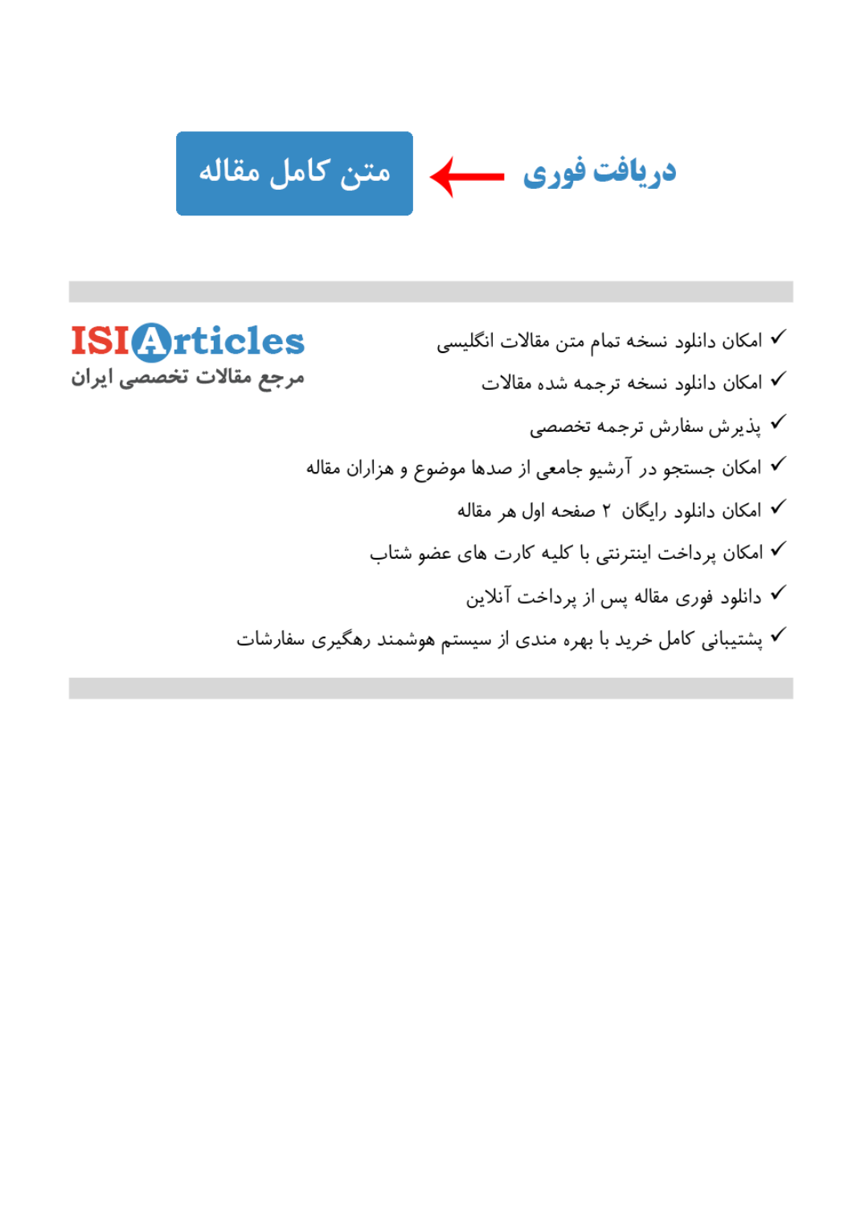دریافت فوری ← متن کامل مقاله

**ISIArticles**
مرجع مقالات تخصصی ایران

- ✓ امکان دانلود نسخه تمام متن مقالات انگلیسی
- ✓ امکان دانلود نسخه ترجمه شده مقالات
- ✓ پذیرش سفارش ترجمه تخصصی
- ✓ امکان جستجو در آرشیو جامعی از صدها موضوع و هزاران مقاله
- ✓ امکان دانلود رایگان ۲ صفحه اول هر مقاله
- ✓ امکان پرداخت اینترنتی با کلیه کارت های عضو شتاب
- ✓ دانلود فوری مقاله پس از پرداخت آنلاین
- ✓ پشتیبانی کامل خرید با بهره مندی از سیستم هوشمند رهگیری سفارشات